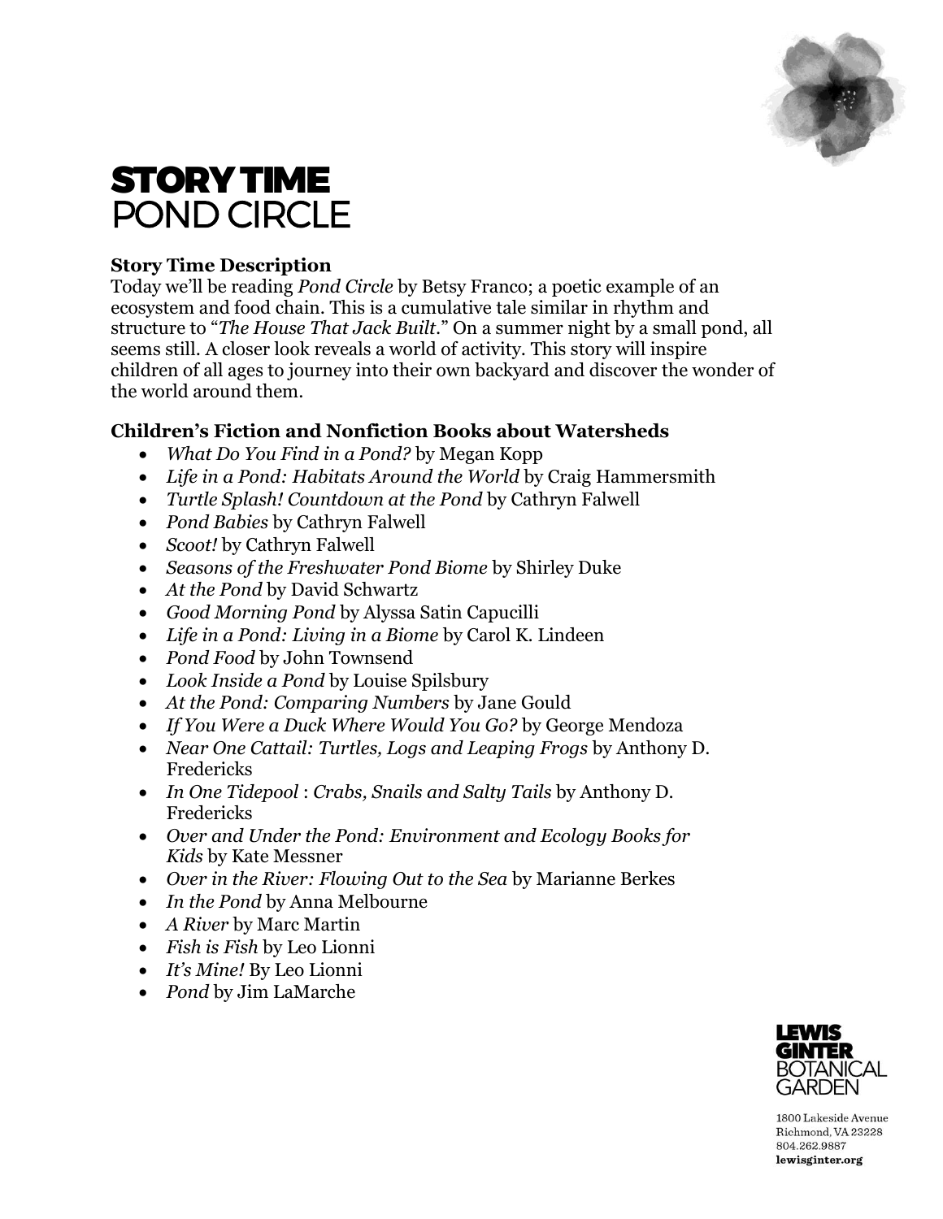# STORY TIME
## POND CIRCLE

**Story Time Description**

Today we'll be reading *Pond Circle* by Betsy Franco; a poetic example of an ecosystem and food chain. This is a cumulative tale similar in rhythm and structure to "*The House That Jack Built*." On a summer night by a small pond, all seems still. A closer look reveals a world of activity. This story will inspire children of all ages to journey into their own backyard and discover the wonder of the world around them.

**Children's Fiction and Nonfiction Books about Watersheds**

- *What Do You Find in a Pond?* by Megan Kopp
- *Life in a Pond: Habitats Around the World* by Craig Hammersmith
- *Turtle Splash! Countdown at the Pond* by Cathryn Falwell
- *Pond Babies* by Cathryn Falwell
- *Scoot!* by Cathryn Falwell
- *Seasons of the Freshwater Pond Biome* by Shirley Duke
- *At the Pond* by David Schwartz
- *Good Morning Pond* by Alyssa Satin Capucilli
- *Life in a Pond: Living in a Biome* by Carol K. Lindeen
- *Pond Food* by John Townsend
- *Look Inside a Pond* by Louise Spilsbury
- *At the Pond: Comparing Numbers* by Jane Gould
- *If You Were a Duck Where Would You Go?* by George Mendoza
- *Near One Cattail: Turtles, Logs and Leaping Frogs* by Anthony D. Fredericks
- *In One Tidepool* : *Crabs, Snails and Salty Tails* by Anthony D. Fredericks
- *Over and Under the Pond: Environment and Ecology Books for Kids* by Kate Messner
- *Over in the River: Flowing Out to the Sea* by Marianne Berkes
- *In the Pond* by Anna Melbourne
- *A River* by Marc Martin
- *Fish is Fish* by Leo Lionni
- *It's Mine!* By Leo Lionni
- *Pond* by Jim LaMarche

LEWIS GINTER BOTANICAL GARDEN

1800 Lakeside Avenue
Richmond, VA 23228
804.262.9887
**lewisginter.org**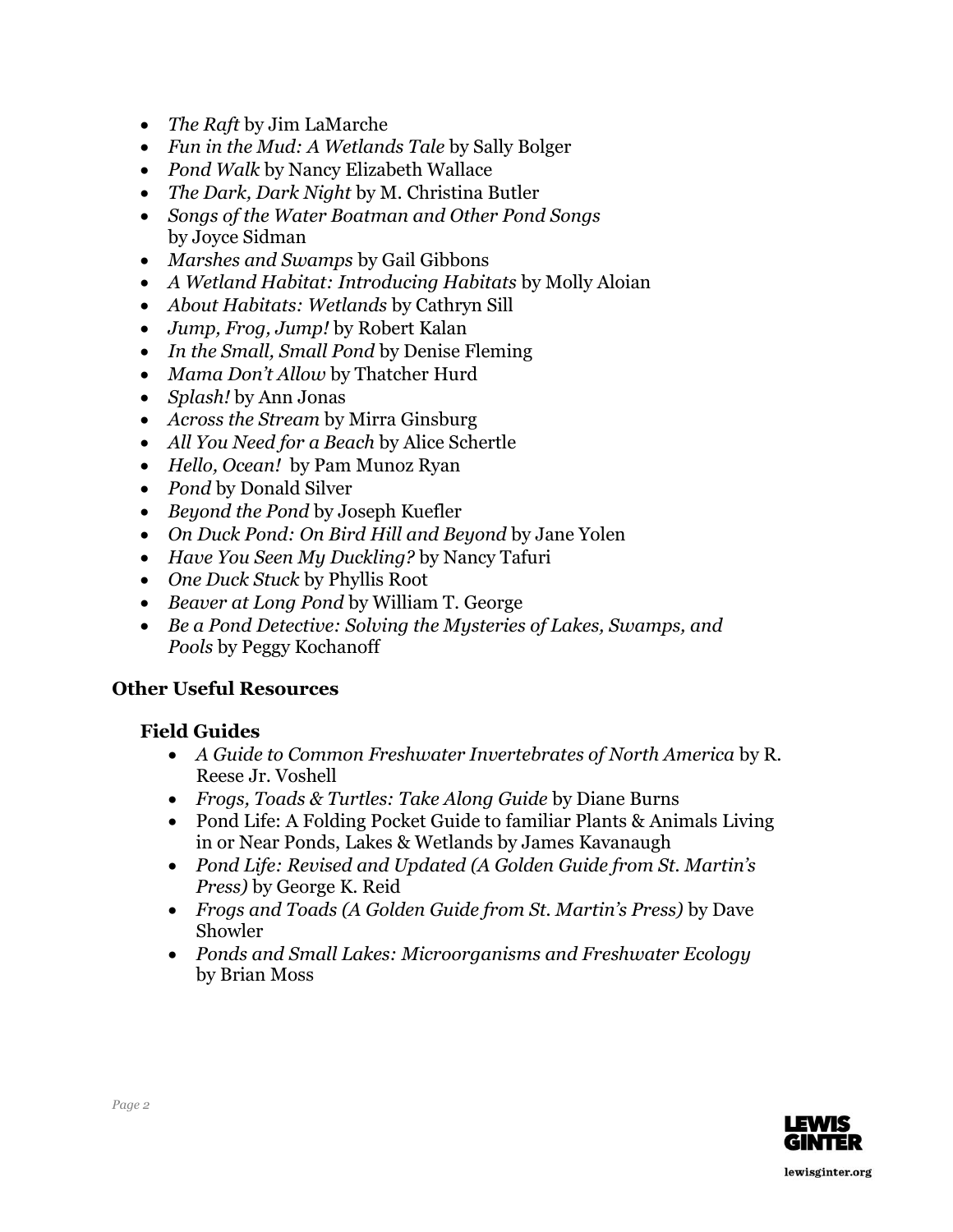- *The Raft* by Jim LaMarche
- *Fun in the Mud: A Wetlands Tale* by Sally Bolger
- *Pond Walk* by Nancy Elizabeth Wallace
- *The Dark, Dark Night* by M. Christina Butler
- *Songs of the Water Boatman and Other Pond Songs* by Joyce Sidman
- *Marshes and Swamps* by Gail Gibbons
- *A Wetland Habitat: Introducing Habitats* by Molly Aloian
- *About Habitats: Wetlands* by Cathryn Sill
- *Jump, Frog, Jump!* by Robert Kalan
- *In the Small, Small Pond* by Denise Fleming
- *Mama Don't Allow* by Thatcher Hurd
- *Splash!* by Ann Jonas
- *Across the Stream* by Mirra Ginsburg
- *All You Need for a Beach* by Alice Schertle
- *Hello, Ocean!* by Pam Munoz Ryan
- *Pond* by Donald Silver
- *Beyond the Pond* by Joseph Kuefler
- *On Duck Pond: On Bird Hill and Beyond* by Jane Yolen
- *Have You Seen My Duckling?* by Nancy Tafuri
- *One Duck Stuck* by Phyllis Root
- *Beaver at Long Pond* by William T. George
- *Be a Pond Detective: Solving the Mysteries of Lakes, Swamps, and Pools* by Peggy Kochanoff

## Other Useful Resources

### Field Guides

- *A Guide to Common Freshwater Invertebrates of North America* by R. Reese Jr. Voshell
- *Frogs, Toads & Turtles: Take Along Guide* by Diane Burns
- Pond Life: A Folding Pocket Guide to familiar Plants & Animals Living in or Near Ponds, Lakes & Wetlands by James Kavanaugh
- *Pond Life: Revised and Updated (A Golden Guide from St. Martin's Press)* by George K. Reid
- *Frogs and Toads (A Golden Guide from St. Martin's Press)* by Dave Showler
- *Ponds and Small Lakes: Microorganisms and Freshwater Ecology* by Brian Moss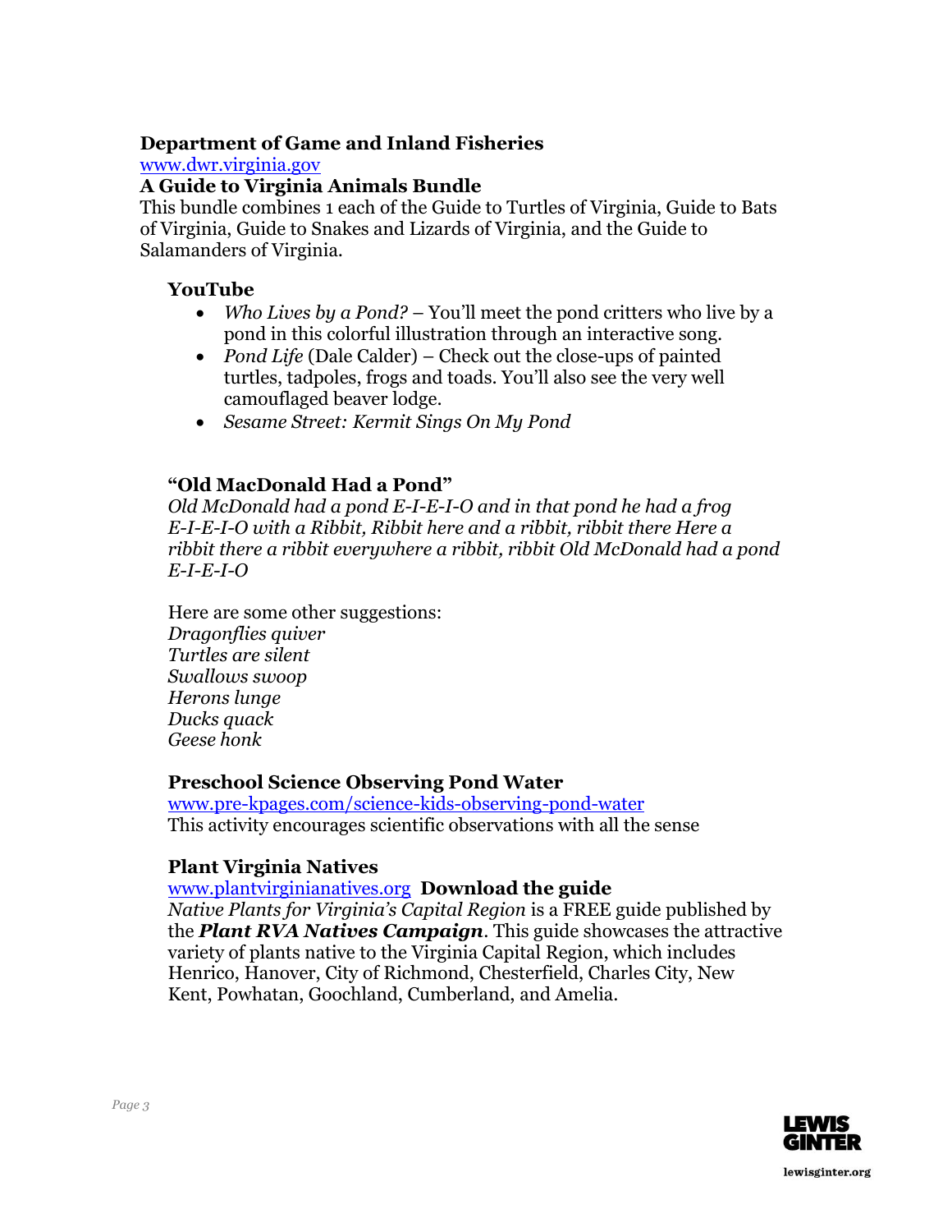**Department of Game and Inland Fisheries**

www.dwr.virginia.gov

**A Guide to Virginia Animals Bundle**

This bundle combines 1 each of the Guide to Turtles of Virginia, Guide to Bats of Virginia, Guide to Snakes and Lizards of Virginia, and the Guide to Salamanders of Virginia.

**YouTube**

- *Who Lives by a Pond?* – You'll meet the pond critters who live by a pond in this colorful illustration through an interactive song.
- *Pond Life* (Dale Calder) – Check out the close-ups of painted turtles, tadpoles, frogs and toads. You'll also see the very well camouflaged beaver lodge.
- *Sesame Street: Kermit Sings On My Pond*

**"Old MacDonald Had a Pond"**

*Old McDonald had a pond E-I-E-I-O and in that pond he had a frog E-I-E-I-O with a Ribbit, Ribbit here and a ribbit, ribbit there Here a ribbit there a ribbit everywhere a ribbit, ribbit Old McDonald had a pond E-I-E-I-O*

Here are some other suggestions:
*Dragonflies quiver*
*Turtles are silent*
*Swallows swoop*
*Herons lunge*
*Ducks quack*
*Geese honk*

**Preschool Science Observing Pond Water**

www.pre-kpages.com/science-kids-observing-pond-water

This activity encourages scientific observations with all the sense

**Plant Virginia Natives**

www.plantvirginianatives.org **Download the guide**

*Native Plants for Virginia's Capital Region* is a FREE guide published by the ***Plant RVA Natives Campaign***. This guide showcases the attractive variety of plants native to the Virginia Capital Region, which includes Henrico, Hanover, City of Richmond, Chesterfield, Charles City, New Kent, Powhatan, Goochland, Cumberland, and Amelia.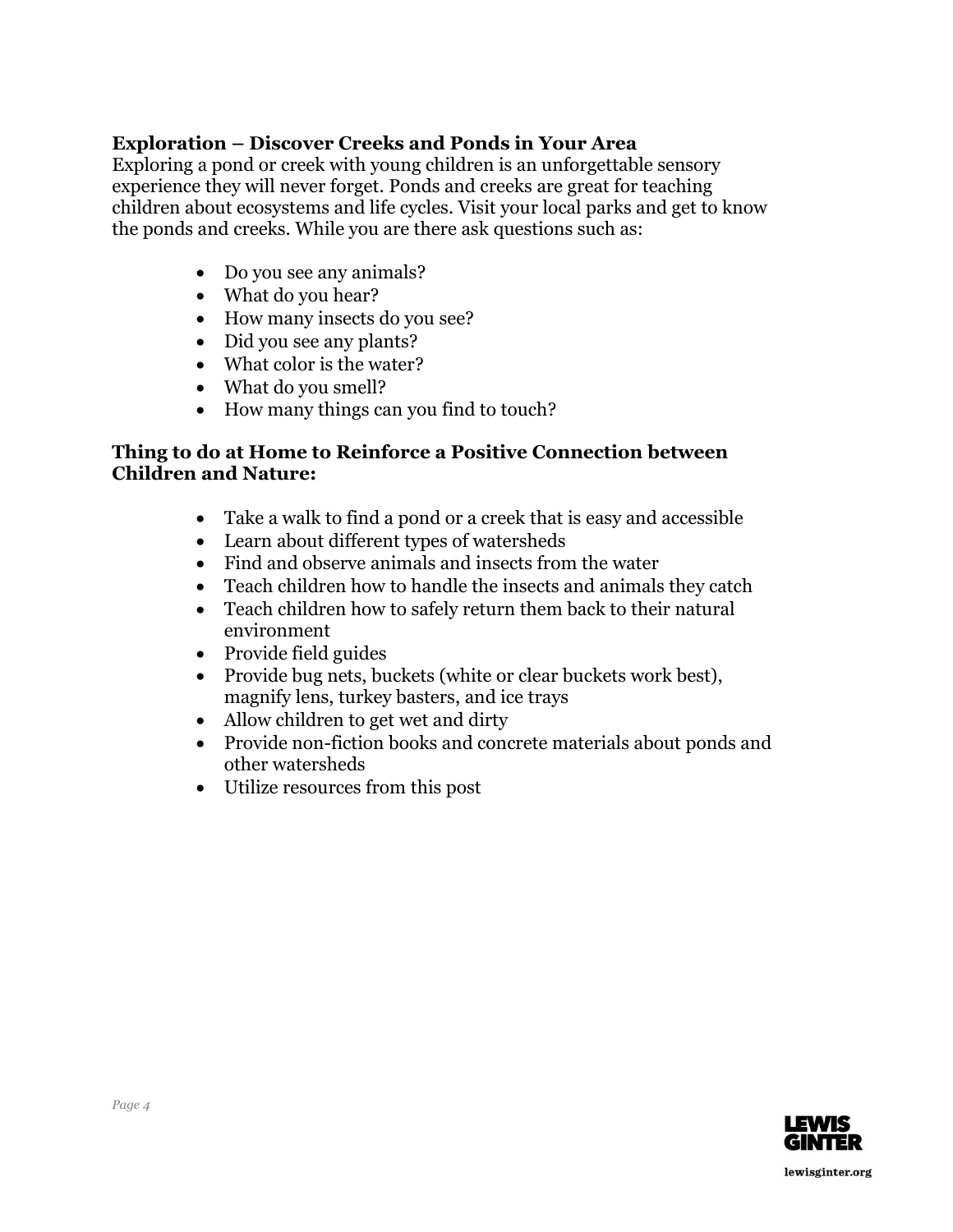**Exploration – Discover Creeks and Ponds in Your Area**

Exploring a pond or creek with young children is an unforgettable sensory experience they will never forget. Ponds and creeks are great for teaching children about ecosystems and life cycles. Visit your local parks and get to know the ponds and creeks. While you are there ask questions such as:

- Do you see any animals?
- What do you hear?
- How many insects do you see?
- Did you see any plants?
- What color is the water?
- What do you smell?
- How many things can you find to touch?

**Thing to do at Home to Reinforce a Positive Connection between Children and Nature:**

- Take a walk to find a pond or a creek that is easy and accessible
- Learn about different types of watersheds
- Find and observe animals and insects from the water
- Teach children how to handle the insects and animals they catch
- Teach children how to safely return them back to their natural environment
- Provide field guides
- Provide bug nets, buckets (white or clear buckets work best), magnify lens, turkey basters, and ice trays
- Allow children to get wet and dirty
- Provide non-fiction books and concrete materials about ponds and other watersheds
- Utilize resources from this post